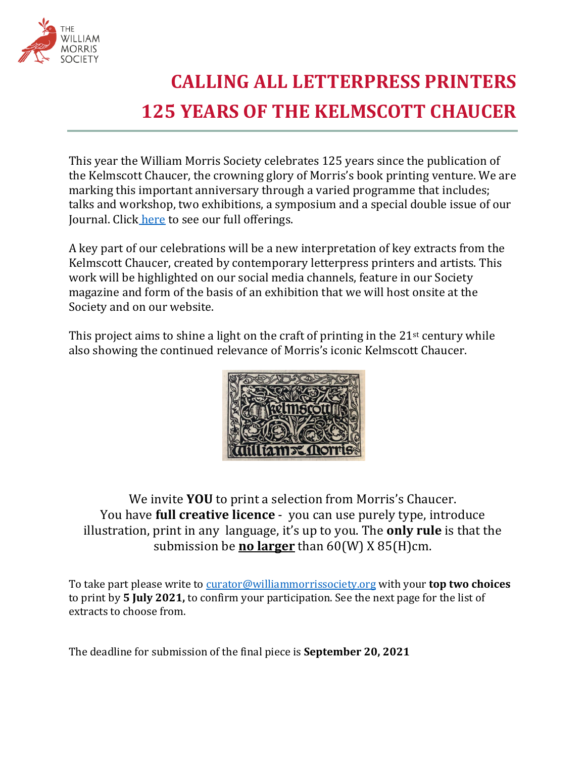THE WILLIAM MORRIS SOCIETY

# CALLING ALL LETTERPRESS PRINTERS
# 125 YEARS OF THE KELMSCOTT CHAUCER

This year the William Morris Society celebrates 125 years since the publication of the Kelmscott Chaucer, the crowning glory of Morris's book printing venture. We are marking this important anniversary through a varied programme that includes; talks and workshop, two exhibitions, a symposium and a special double issue of our Journal. Click [here]() to see our full offerings.

A key part of our celebrations will be a new interpretation of key extracts from the Kelmscott Chaucer, created by contemporary letterpress printers and artists. This work will be highlighted on our social media channels, feature in our Society magazine and form of the basis of an exhibition that we will host onsite at the Society and on our website.

This project aims to shine a light on the craft of printing in the 21st century while also showing the continued relevance of Morris's iconic Kelmscott Chaucer.

We invite **YOU** to print a selection from Morris's Chaucer.
You have **full creative licence** - you can use purely type, introduce illustration, print in any language, it's up to you. The **only rule** is that the submission be **<u>no larger</u>** than 60(W) X 85(H)cm.

To take part please write to [curator@williammorrissociety.org](mailto:curator@williammorrissociety.org) with your **top two choices** to print by **5 July 2021,** to confirm your participation. See the next page for the list of extracts to choose from.

The deadline for submission of the final piece is **September 20, 2021**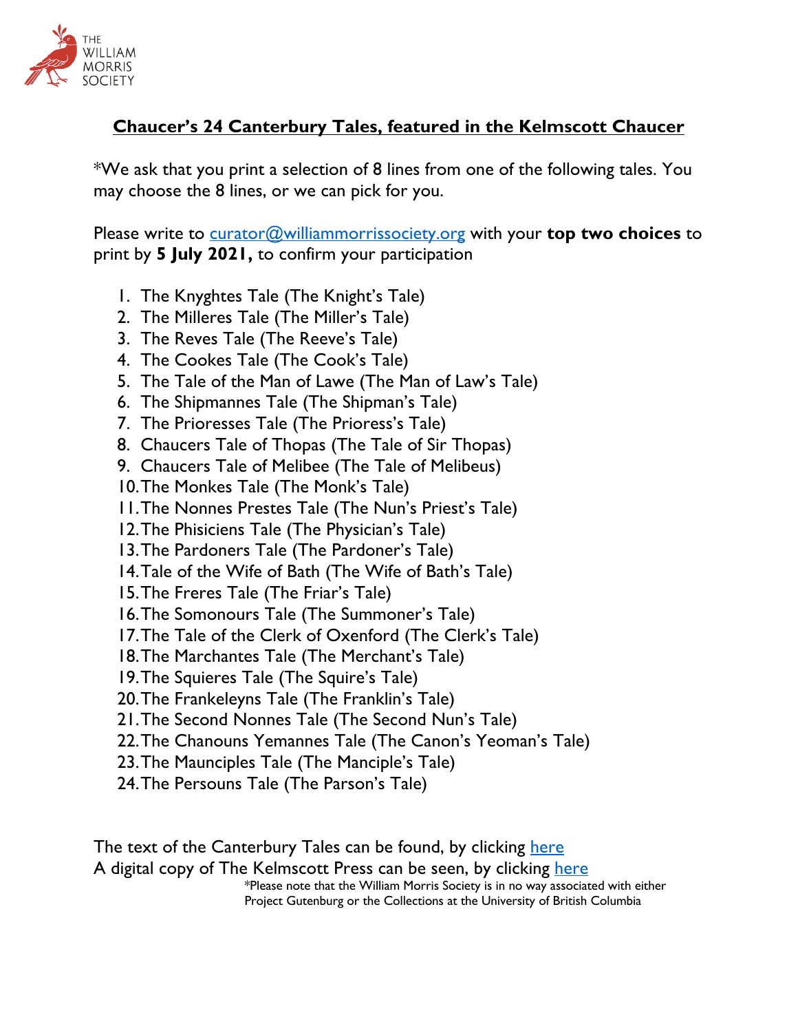THE WILLIAM MORRIS SOCIETY

## **Chaucer's 24 Canterbury Tales, featured in the Kelmscott Chaucer**

*We ask that you print a selection of 8 lines from one of the following tales. You may choose the 8 lines, or we can pick for you.

Please write to curator@williammorrissociety.org with your **top two choices** to print by **5 July 2021,** to confirm your participation

1. The Knyghtes Tale (The Knight's Tale)
2. The Milleres Tale (The Miller's Tale)
3. The Reves Tale (The Reeve's Tale)
4. The Cookes Tale (The Cook's Tale)
5. The Tale of the Man of Lawe (The Man of Law's Tale)
6. The Shipmannes Tale (The Shipman's Tale)
7. The Prioresses Tale (The Prioress's Tale)
8. Chaucers Tale of Thopas (The Tale of Sir Thopas)
9. Chaucers Tale of Melibee (The Tale of Melibeus)
10. The Monkes Tale (The Monk's Tale)
11. The Nonnes Prestes Tale (The Nun's Priest's Tale)
12. The Phisiciens Tale (The Physician's Tale)
13. The Pardoners Tale (The Pardoner's Tale)
14. Tale of the Wife of Bath (The Wife of Bath's Tale)
15. The Freres Tale (The Friar's Tale)
16. The Somonours Tale (The Summoner's Tale)
17. The Tale of the Clerk of Oxenford (The Clerk's Tale)
18. The Marchantes Tale (The Merchant's Tale)
19. The Squieres Tale (The Squire's Tale)
20. The Frankeleyns Tale (The Franklin's Tale)
21. The Second Nonnes Tale (The Second Nun's Tale)
22. The Chanouns Yemannes Tale (The Canon's Yeoman's Tale)
23. The Maunciples Tale (The Manciple's Tale)
24. The Persouns Tale (The Parson's Tale)

The text of the Canterbury Tales can be found, by clicking here
A digital copy of The Kelmscott Press can be seen, by clicking here

*Please note that the William Morris Society is in no way associated with either Project Gutenburg or the Collections at the University of British Columbia